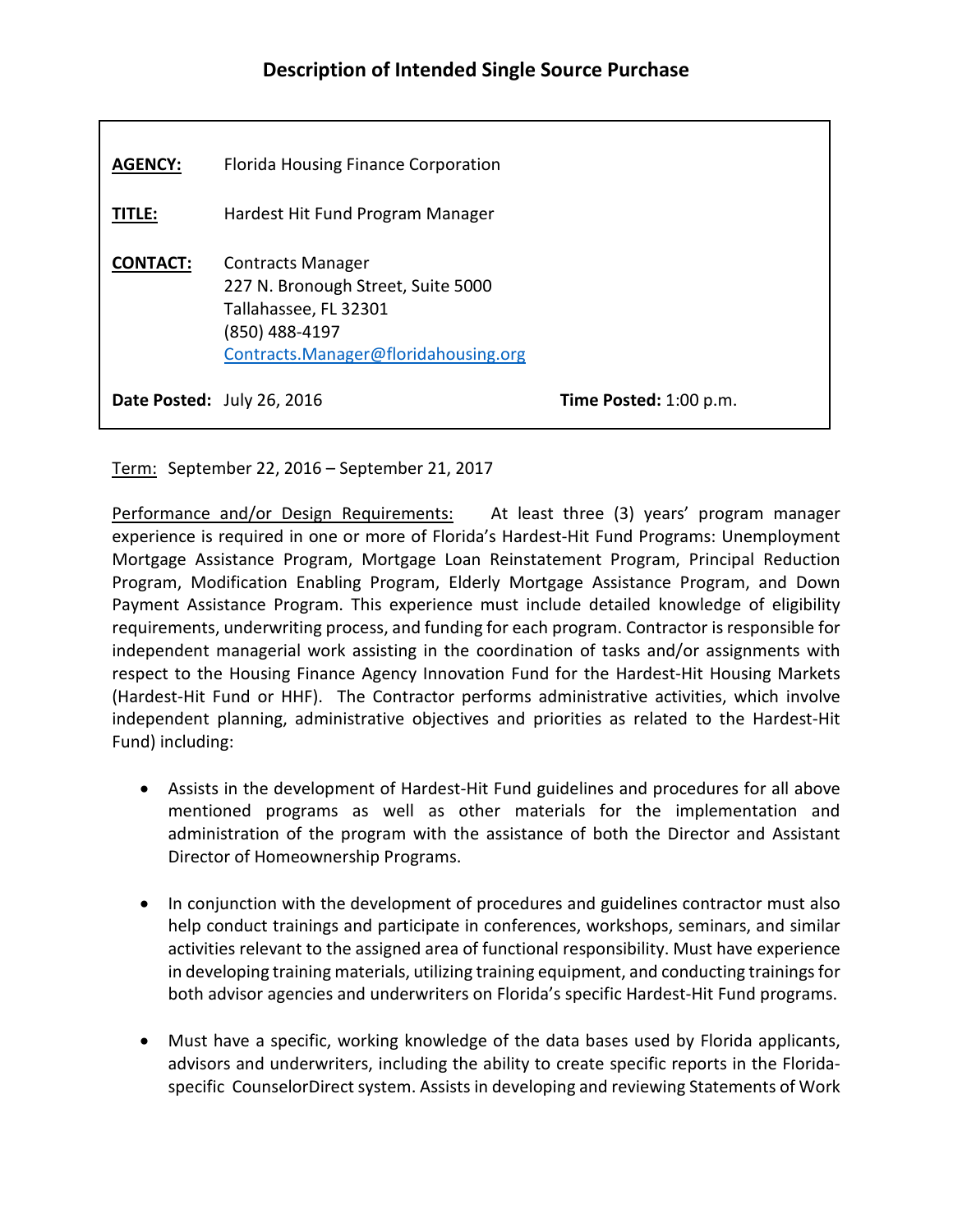# Description of Intended Single Source Purchase

**AGENCY:** Florida Housing Finance Corporation

**TITLE:** Hardest Hit Fund Program Manager

**CONTACT:** Contracts Manager
227 N. Bronough Street, Suite 5000
Tallahassee, FL 32301
(850) 488-4197
Contracts.Manager@floridahousing.org

**Date Posted:** July 26, 2016 **Time Posted:** 1:00 p.m.

Term: September 22, 2016 – September 21, 2017

Performance and/or Design Requirements: At least three (3) years' program manager experience is required in one or more of Florida's Hardest-Hit Fund Programs: Unemployment Mortgage Assistance Program, Mortgage Loan Reinstatement Program, Principal Reduction Program, Modification Enabling Program, Elderly Mortgage Assistance Program, and Down Payment Assistance Program. This experience must include detailed knowledge of eligibility requirements, underwriting process, and funding for each program. Contractor is responsible for independent managerial work assisting in the coordination of tasks and/or assignments with respect to the Housing Finance Agency Innovation Fund for the Hardest-Hit Housing Markets (Hardest-Hit Fund or HHF). The Contractor performs administrative activities, which involve independent planning, administrative objectives and priorities as related to the Hardest-Hit Fund) including:

- Assists in the development of Hardest-Hit Fund guidelines and procedures for all above mentioned programs as well as other materials for the implementation and administration of the program with the assistance of both the Director and Assistant Director of Homeownership Programs.

- In conjunction with the development of procedures and guidelines contractor must also help conduct trainings and participate in conferences, workshops, seminars, and similar activities relevant to the assigned area of functional responsibility. Must have experience in developing training materials, utilizing training equipment, and conducting trainings for both advisor agencies and underwriters on Florida's specific Hardest-Hit Fund programs.

- Must have a specific, working knowledge of the data bases used by Florida applicants, advisors and underwriters, including the ability to create specific reports in the Florida-specific CounselorDirect system. Assists in developing and reviewing Statements of Work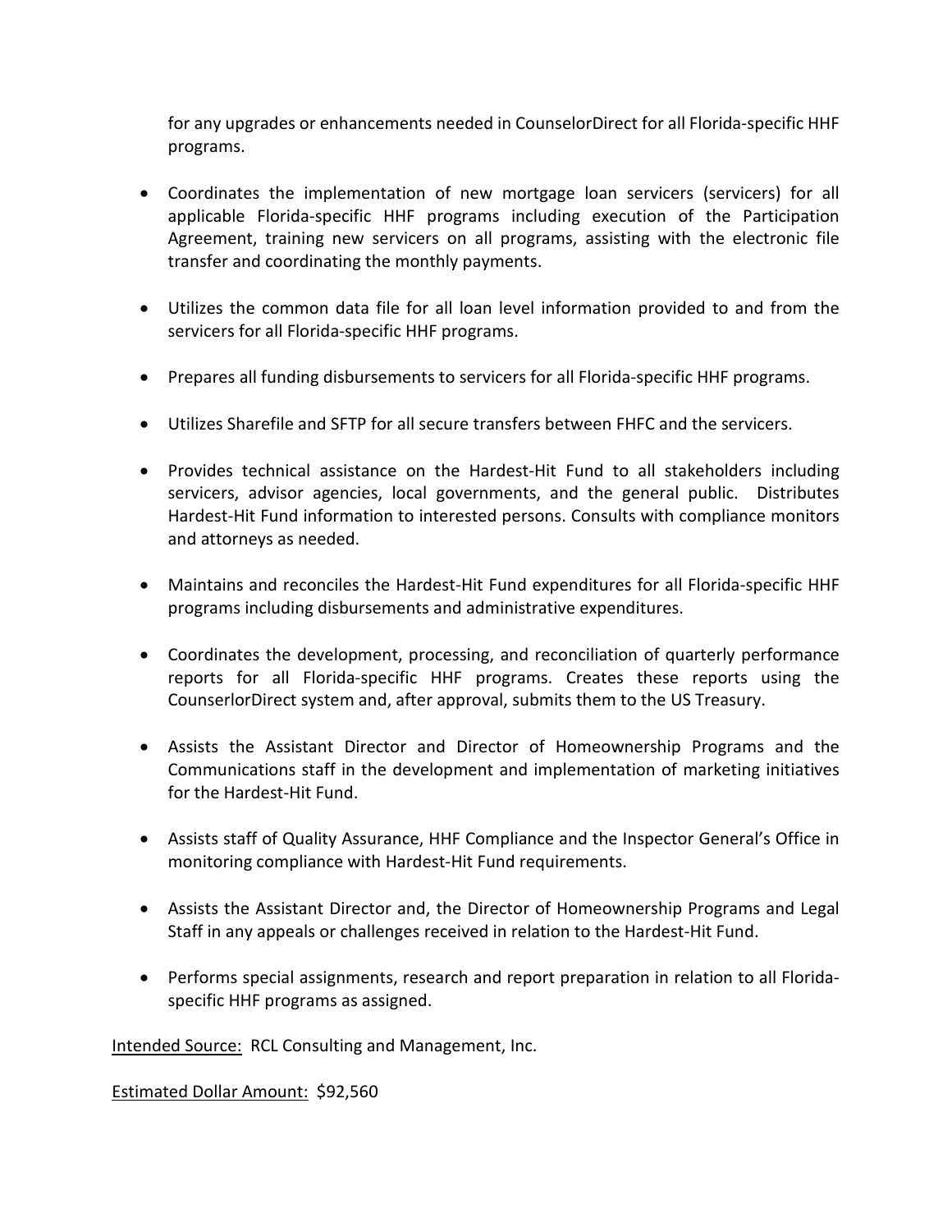for any upgrades or enhancements needed in CounselorDirect for all Florida-specific HHF programs.

- Coordinates the implementation of new mortgage loan servicers (servicers) for all applicable Florida-specific HHF programs including execution of the Participation Agreement, training new servicers on all programs, assisting with the electronic file transfer and coordinating the monthly payments.

- Utilizes the common data file for all loan level information provided to and from the servicers for all Florida-specific HHF programs.

- Prepares all funding disbursements to servicers for all Florida-specific HHF programs.

- Utilizes Sharefile and SFTP for all secure transfers between FHFC and the servicers.

- Provides technical assistance on the Hardest-Hit Fund to all stakeholders including servicers, advisor agencies, local governments, and the general public. Distributes Hardest-Hit Fund information to interested persons. Consults with compliance monitors and attorneys as needed.

- Maintains and reconciles the Hardest-Hit Fund expenditures for all Florida-specific HHF programs including disbursements and administrative expenditures.

- Coordinates the development, processing, and reconciliation of quarterly performance reports for all Florida-specific HHF programs. Creates these reports using the CounserlorDirect system and, after approval, submits them to the US Treasury.

- Assists the Assistant Director and Director of Homeownership Programs and the Communications staff in the development and implementation of marketing initiatives for the Hardest-Hit Fund.

- Assists staff of Quality Assurance, HHF Compliance and the Inspector General's Office in monitoring compliance with Hardest-Hit Fund requirements.

- Assists the Assistant Director and, the Director of Homeownership Programs and Legal Staff in any appeals or challenges received in relation to the Hardest-Hit Fund.

- Performs special assignments, research and report preparation in relation to all Florida-specific HHF programs as assigned.

<u>Intended Source:</u> RCL Consulting and Management, Inc.

<u>Estimated Dollar Amount:</u> $92,560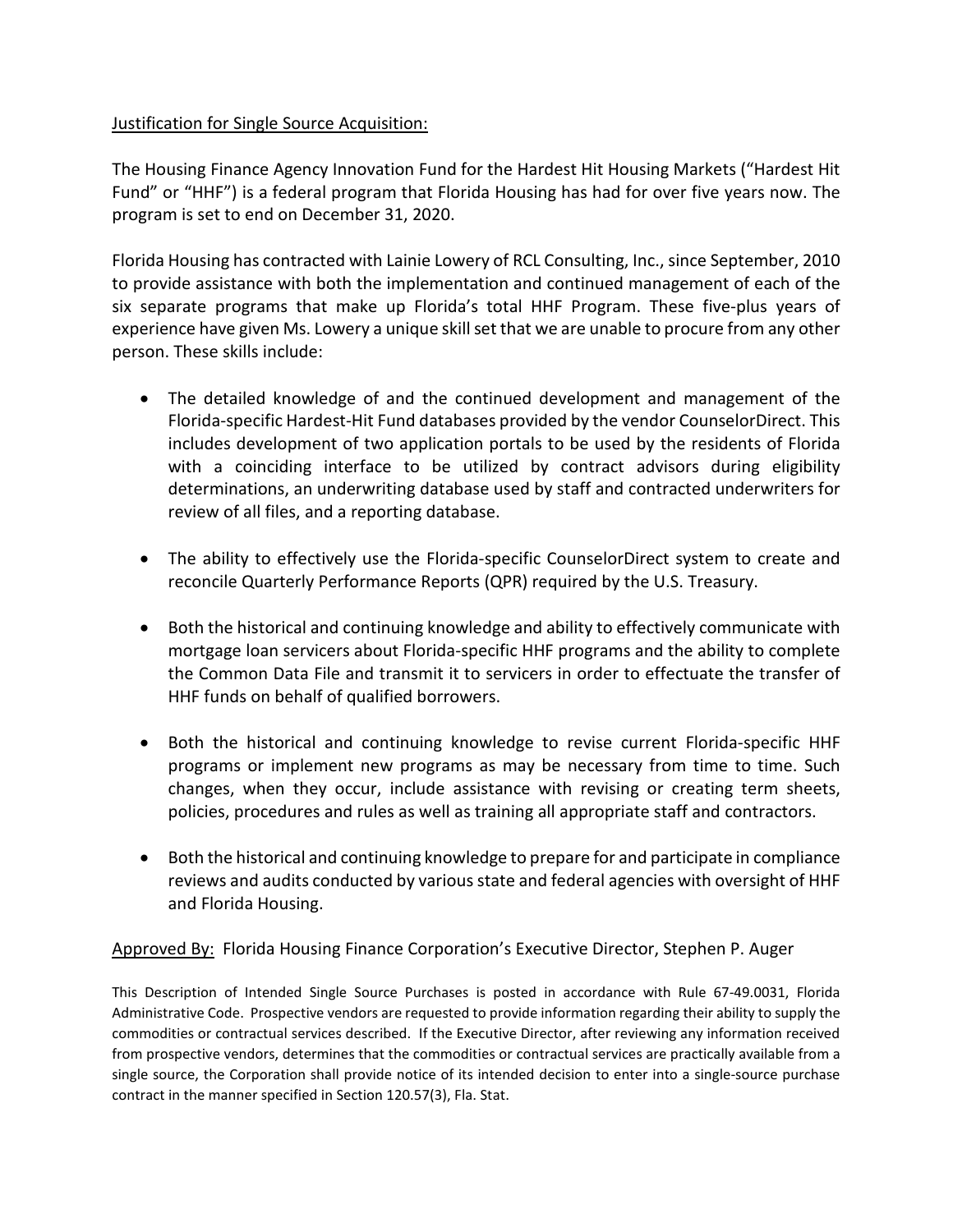Justification for Single Source Acquisition:

The Housing Finance Agency Innovation Fund for the Hardest Hit Housing Markets ("Hardest Hit Fund" or "HHF") is a federal program that Florida Housing has had for over five years now. The program is set to end on December 31, 2020.

Florida Housing has contracted with Lainie Lowery of RCL Consulting, Inc., since September, 2010 to provide assistance with both the implementation and continued management of each of the six separate programs that make up Florida's total HHF Program. These five-plus years of experience have given Ms. Lowery a unique skill set that we are unable to procure from any other person. These skills include:

- The detailed knowledge of and the continued development and management of the Florida-specific Hardest-Hit Fund databases provided by the vendor CounselorDirect. This includes development of two application portals to be used by the residents of Florida with a coinciding interface to be utilized by contract advisors during eligibility determinations, an underwriting database used by staff and contracted underwriters for review of all files, and a reporting database.

- The ability to effectively use the Florida-specific CounselorDirect system to create and reconcile Quarterly Performance Reports (QPR) required by the U.S. Treasury.

- Both the historical and continuing knowledge and ability to effectively communicate with mortgage loan servicers about Florida-specific HHF programs and the ability to complete the Common Data File and transmit it to servicers in order to effectuate the transfer of HHF funds on behalf of qualified borrowers.

- Both the historical and continuing knowledge to revise current Florida-specific HHF programs or implement new programs as may be necessary from time to time. Such changes, when they occur, include assistance with revising or creating term sheets, policies, procedures and rules as well as training all appropriate staff and contractors.

- Both the historical and continuing knowledge to prepare for and participate in compliance reviews and audits conducted by various state and federal agencies with oversight of HHF and Florida Housing.

Approved By: Florida Housing Finance Corporation's Executive Director, Stephen P. Auger

This Description of Intended Single Source Purchases is posted in accordance with Rule 67-49.0031, Florida Administrative Code. Prospective vendors are requested to provide information regarding their ability to supply the commodities or contractual services described. If the Executive Director, after reviewing any information received from prospective vendors, determines that the commodities or contractual services are practically available from a single source, the Corporation shall provide notice of its intended decision to enter into a single-source purchase contract in the manner specified in Section 120.57(3), Fla. Stat.